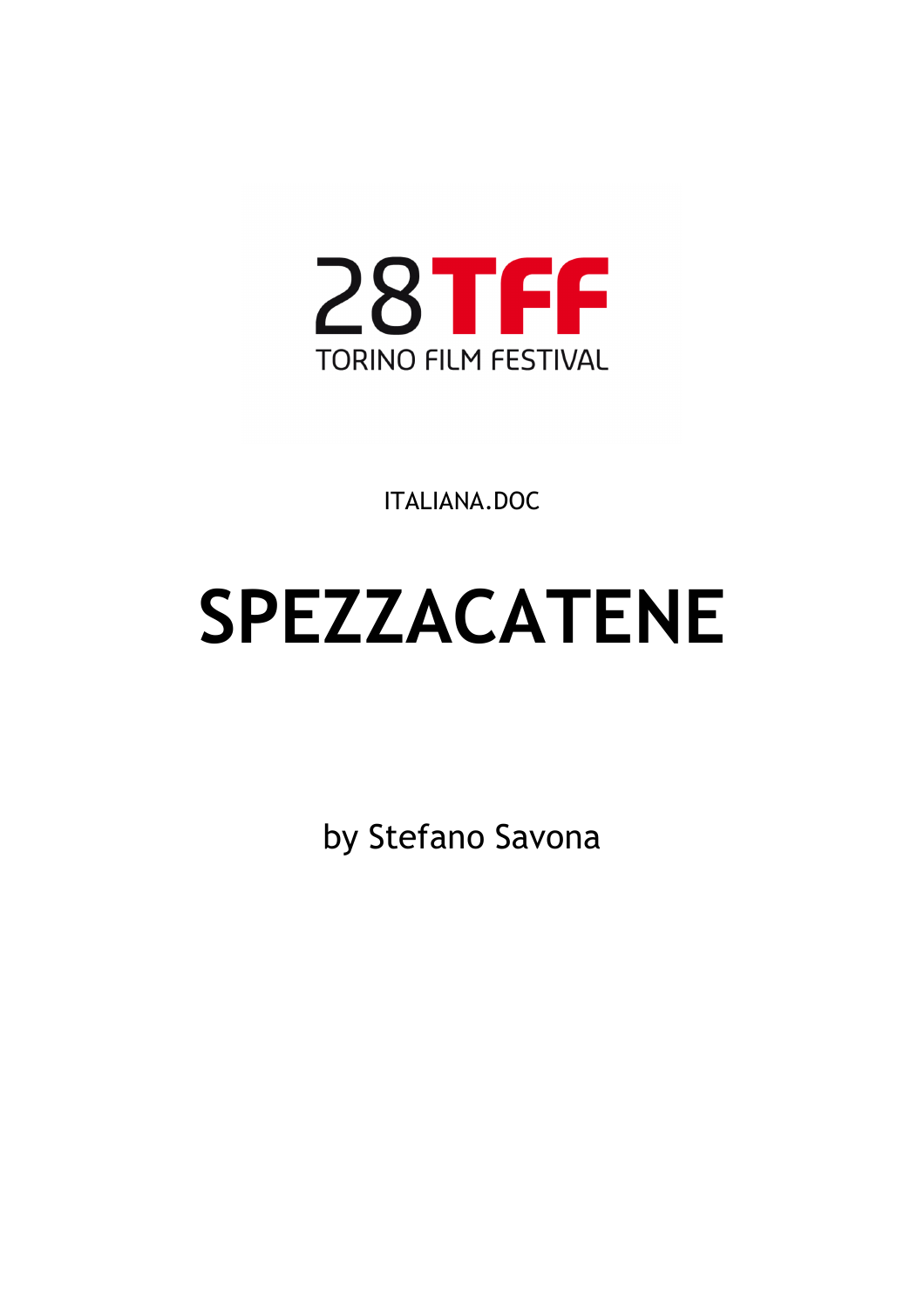28TFF

TORINO FILM FESTIVAL

ITALIANA.DOC

# SPEZZACATENE

by Stefano Savona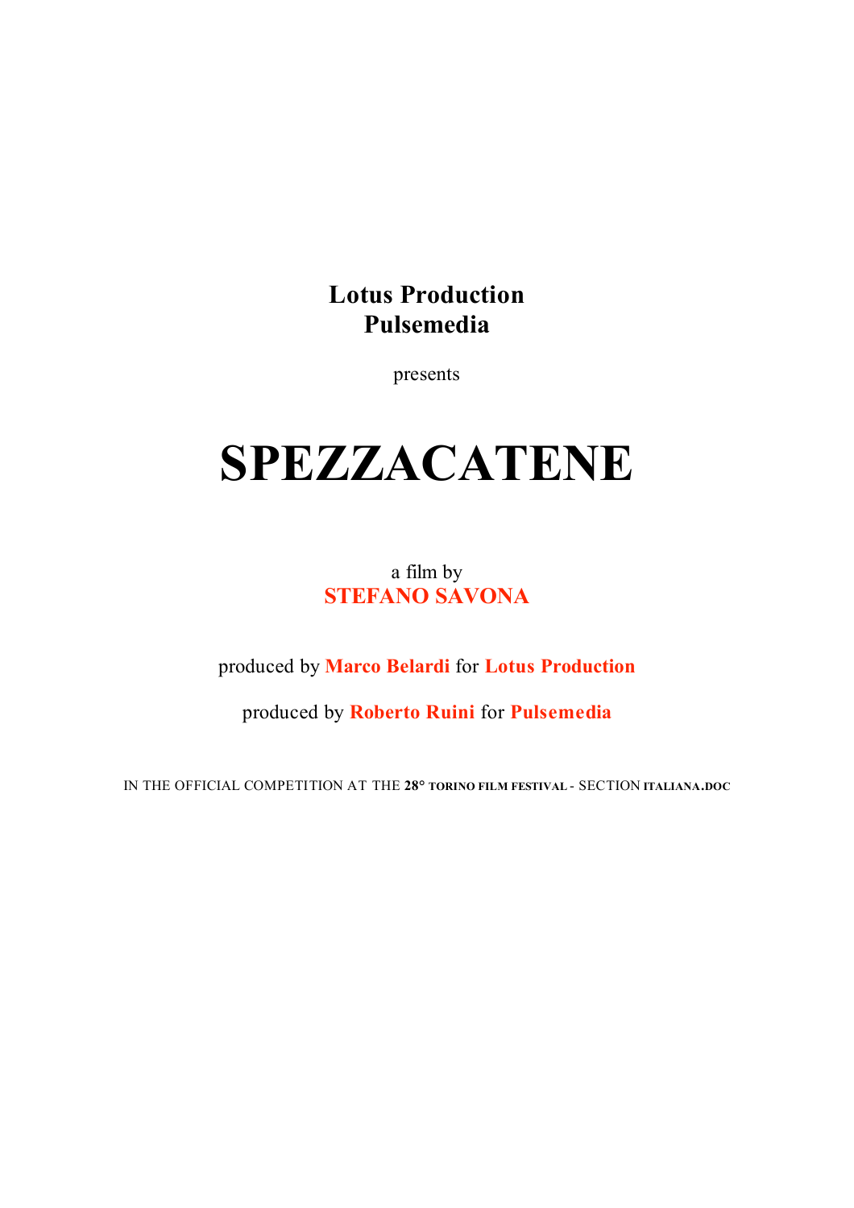**Lotus Production**
**Pulsemedia**

presents

# SPEZZACATENE

a film by
**STEFANO SAVONA**

produced by **Marco Belardi** for **Lotus Production**

produced by **Roberto Ruini** for **Pulsemedia**

IN THE OFFICIAL COMPETITION AT THE **28° TORINO FILM FESTIVAL** - SECTION **ITALIANA.DOC**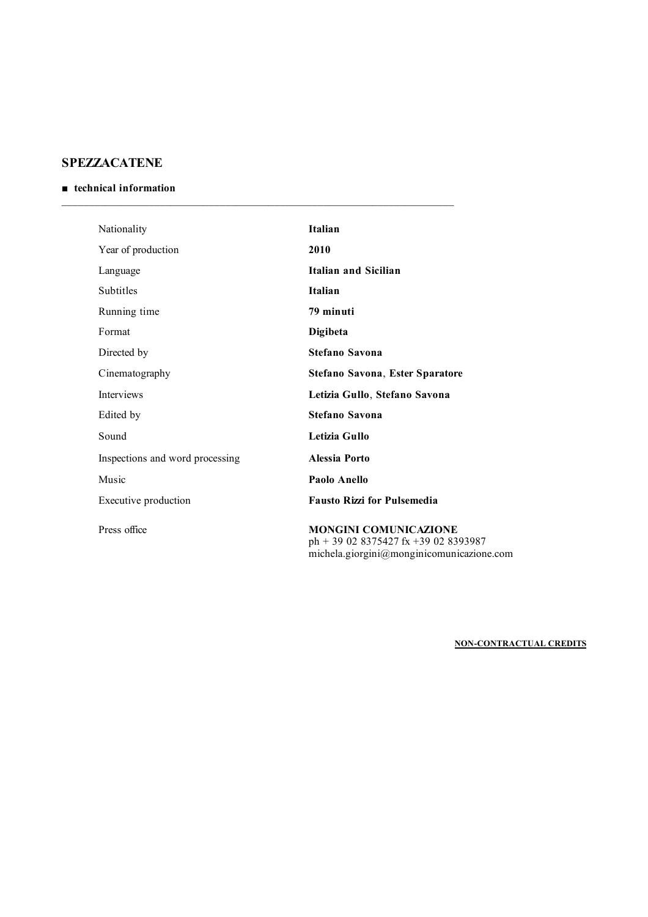## SPEZZACATENE

### ■ technical information

| | |
|---|---|
| Nationality | **Italian** |
| Year of production | **2010** |
| Language | **Italian and Sicilian** |
| Subtitles | **Italian** |
| Running time | **79 minuti** |
| Format | **Digibeta** |
| Directed by | **Stefano Savona** |
| Cinematography | **Stefano Savona**, **Ester Sparatore** |
| Interviews | **Letizia Gullo**, **Stefano Savona** |
| Edited by | **Stefano Savona** |
| Sound | **Letizia Gullo** |
| Inspections and word processing | **Alessia Porto** |
| Music | **Paolo Anello** |
| Executive production | **Fausto Rizzi for Pulsemedia** |
| Press office | **MONGINI COMUNICAZIONE**<br>ph + 39 02 8375427 fx +39 02 8393987<br>michela.giorgini@monginicomunicazione.com |

**NON-CONTRACTUAL CREDITS**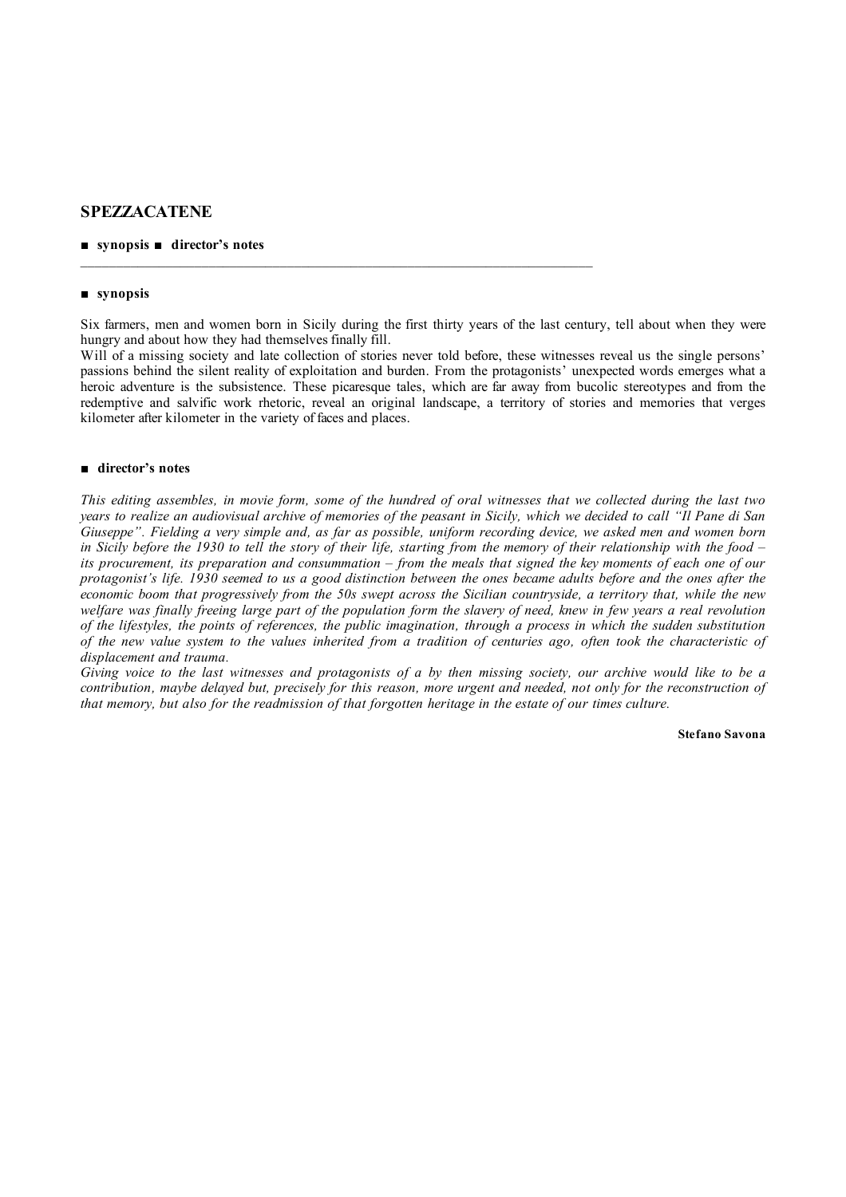## SPEZZACATENE

■ **synopsis** ■ **director's notes**

---

### ■ synopsis

Six farmers, men and women born in Sicily during the first thirty years of the last century, tell about when they were hungry and about how they had themselves finally fill.
Will of a missing society and late collection of stories never told before, these witnesses reveal us the single persons' passions behind the silent reality of exploitation and burden. From the protagonists' unexpected words emerges what a heroic adventure is the subsistence. These picaresque tales, which are far away from bucolic stereotypes and from the redemptive and salvific work rhetoric, reveal an original landscape, a territory of stories and memories that verges kilometer after kilometer in the variety of faces and places.

### ■ director's notes

*This editing assembles, in movie form, some of the hundred of oral witnesses that we collected during the last two years to realize an audiovisual archive of memories of the peasant in Sicily, which we decided to call "Il Pane di San Giuseppe". Fielding a very simple and, as far as possible, uniform recording device, we asked men and women born in Sicily before the 1930 to tell the story of their life, starting from the memory of their relationship with the food – its procurement, its preparation and consummation – from the meals that signed the key moments of each one of our protagonist's life. 1930 seemed to us a good distinction between the ones became adults before and the ones after the economic boom that progressively from the 50s swept across the Sicilian countryside, a territory that, while the new welfare was finally freeing large part of the population form the slavery of need, knew in few years a real revolution of the lifestyles, the points of references, the public imagination, through a process in which the sudden substitution of the new value system to the values inherited from a tradition of centuries ago, often took the characteristic of displacement and trauma.*
*Giving voice to the last witnesses and protagonists of a by then missing society, our archive would like to be a contribution, maybe delayed but, precisely for this reason, more urgent and needed, not only for the reconstruction of that memory, but also for the readmission of that forgotten heritage in the estate of our times culture.*

**Stefano Savona**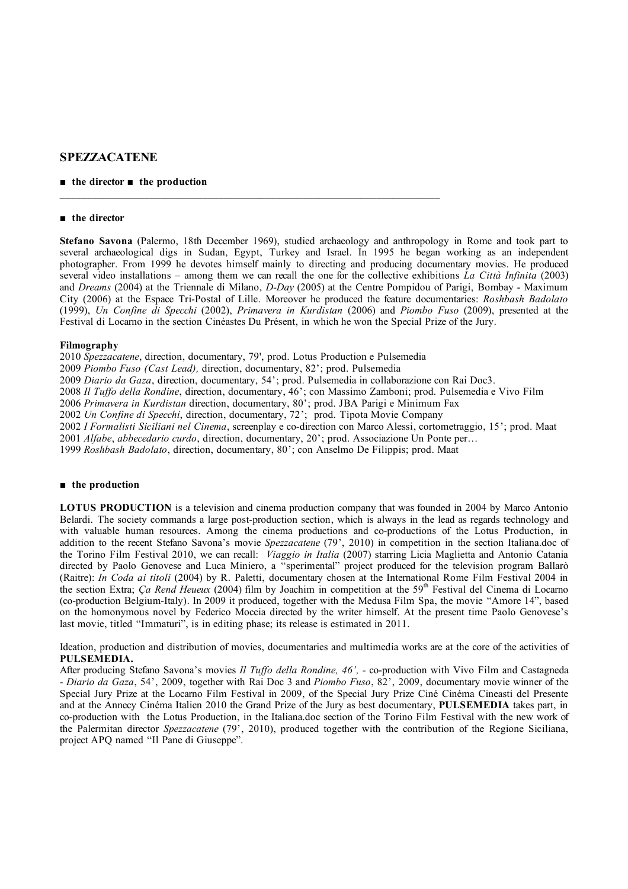# SPEZZACATENE

■ **the director** ■ **the production**

---

## ■ the director

**Stefano Savona** (Palermo, 18th December 1969), studied archaeology and anthropology in Rome and took part to several archaeological digs in Sudan, Egypt, Turkey and Israel. In 1995 he began working as an independent photographer. From 1999 he devotes himself mainly to directing and producing documentary movies. He produced several video installations – among them we can recall the one for the collective exhibitions *La Città Infinita* (2003) and *Dreams* (2004) at the Triennale di Milano, *D-Day* (2005) at the Centre Pompidou of Parigi, Bombay - Maximum City (2006) at the Espace Tri-Postal of Lille. Moreover he produced the feature documentaries: *Roshbash Badolato* (1999), *Un Confine di Specchi* (2002), *Primavera in Kurdistan* (2006) and *Piombo Fuso* (2009), presented at the Festival di Locarno in the section Cinéastes Du Présent, in which he won the Special Prize of the Jury.

### Filmography

2010 *Spezzacatene*, direction, documentary, 79', prod. Lotus Production e Pulsemedia
2009 *Piombo Fuso (Cast Lead),* direction, documentary, 82'; prod. Pulsemedia
2009 *Diario da Gaza*, direction, documentary, 54'; prod. Pulsemedia in collaborazione con Rai Doc3.
2008 *Il Tuffo della Rondine*, direction, documentary, 46'; con Massimo Zamboni; prod. Pulsemedia e Vivo Film
2006 *Primavera in Kurdistan* direction, documentary, 80'; prod. JBA Parigi e Minimum Fax
2002 *Un Confine di Specchi*, direction, documentary, 72'; prod. Tipota Movie Company
2002 *I Formalisti Siciliani nel Cinema*, screenplay e co-direction con Marco Alessi, cortometraggio, 15'; prod. Maat
2001 *Alfabe*, *abbecedario curdo*, direction, documentary, 20'; prod. Associazione Un Ponte per…
1999 *Roshbash Badolato*, direction, documentary, 80'; con Anselmo De Filippis; prod. Maat

## ■ the production

**LOTUS PRODUCTION** is a television and cinema production company that was founded in 2004 by Marco Antonio Belardi. The society commands a large post-production section, which is always in the lead as regards technology and with valuable human resources. Among the cinema productions and co-productions of the Lotus Production, in addition to the recent Stefano Savona's movie *Spezzacatene* (79', 2010) in competition in the section Italiana.doc of the Torino Film Festival 2010, we can recall: *Viaggio in Italia* (2007) starring Licia Maglietta and Antonio Catania directed by Paolo Genovese and Luca Miniero, a "sperimental" project produced for the television program Ballarò (Raitre): *In Coda ai titoli* (2004) by R. Paletti, documentary chosen at the International Rome Film Festival 2004 in the section Extra; *Ça Rend Heueux* (2004) film by Joachim in competition at the 59th Festival del Cinema di Locarno (co-production Belgium-Italy). In 2009 it produced, together with the Medusa Film Spa, the movie "Amore 14", based on the homonymous novel by Federico Moccia directed by the writer himself. At the present time Paolo Genovese's last movie, titled "Immaturi", is in editing phase; its release is estimated in 2011.

Ideation, production and distribution of movies, documentaries and multimedia works are at the core of the activities of **PULSEMEDIA.**
After producing Stefano Savona's movies *Il Tuffo della Rondine, 46',* - co-production with Vivo Film and Castagneda - *Diario da Gaza*, 54', 2009, together with Rai Doc 3 and *Piombo Fuso*, 82', 2009, documentary movie winner of the Special Jury Prize at the Locarno Film Festival in 2009, of the Special Jury Prize Ciné Cinéma Cineasti del Presente and at the Annecy Cinéma Italien 2010 the Grand Prize of the Jury as best documentary, **PULSEMEDIA** takes part, in co-production with the Lotus Production, in the Italiana.doc section of the Torino Film Festival with the new work of the Palermitan director *Spezzacatene* (79', 2010), produced together with the contribution of the Regione Siciliana, project APQ named "Il Pane di Giuseppe".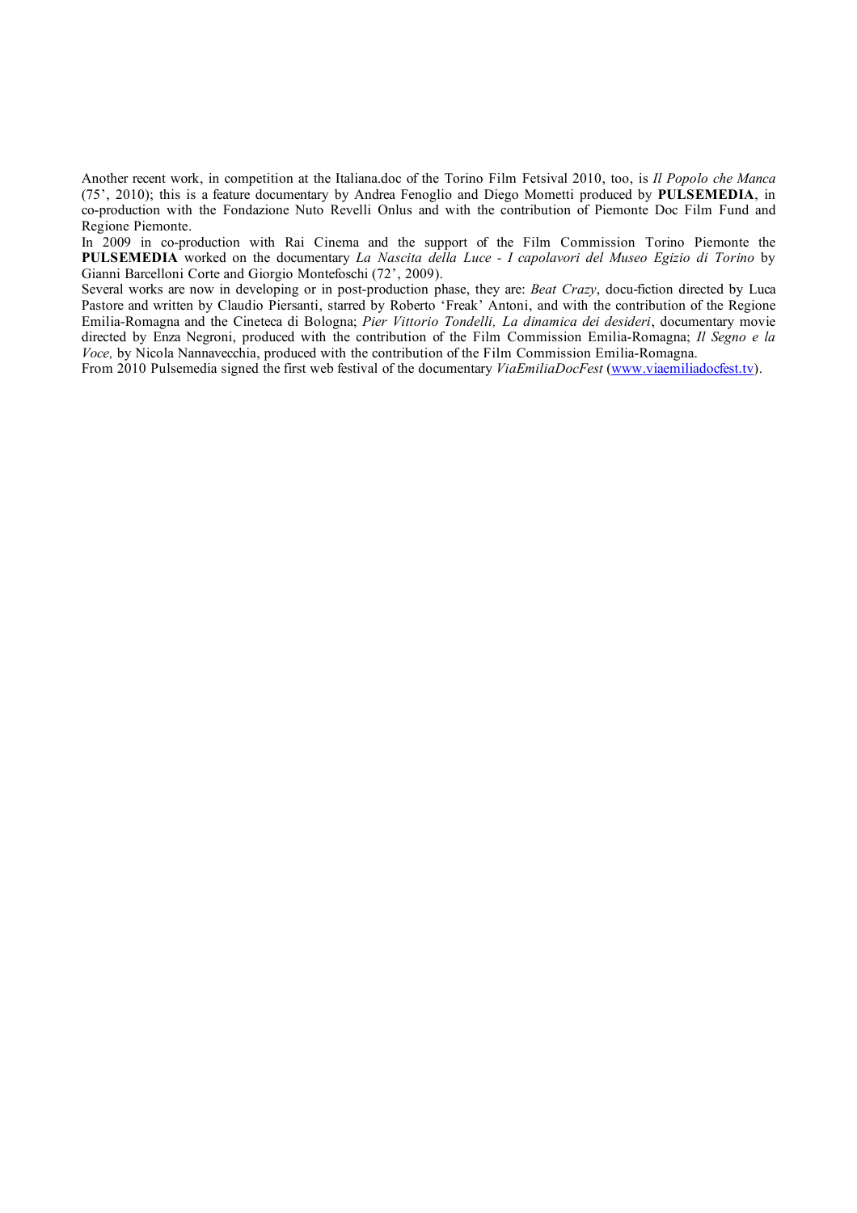Another recent work, in competition at the Italiana.doc of the Torino Film Fetsival 2010, too, is *Il Popolo che Manca* (75', 2010); this is a feature documentary by Andrea Fenoglio and Diego Mometti produced by **PULSEMEDIA**, in co-production with the Fondazione Nuto Revelli Onlus and with the contribution of Piemonte Doc Film Fund and Regione Piemonte.

In 2009 in co-production with Rai Cinema and the support of the Film Commission Torino Piemonte the **PULSEMEDIA** worked on the documentary *La Nascita della Luce - I capolavori del Museo Egizio di Torino* by Gianni Barcelloni Corte and Giorgio Montefoschi (72', 2009).

Several works are now in developing or in post-production phase, they are: *Beat Crazy*, docu-fiction directed by Luca Pastore and written by Claudio Piersanti, starred by Roberto 'Freak' Antoni, and with the contribution of the Regione Emilia-Romagna and the Cineteca di Bologna; *Pier Vittorio Tondelli, La dinamica dei desideri*, documentary movie directed by Enza Negroni, produced with the contribution of the Film Commission Emilia-Romagna; *Il Segno e la Voce,* by Nicola Nannavecchia, produced with the contribution of the Film Commission Emilia-Romagna.

From 2010 Pulsemedia signed the first web festival of the documentary *ViaEmiliaDocFest* (www.viaemiliadocfest.tv).